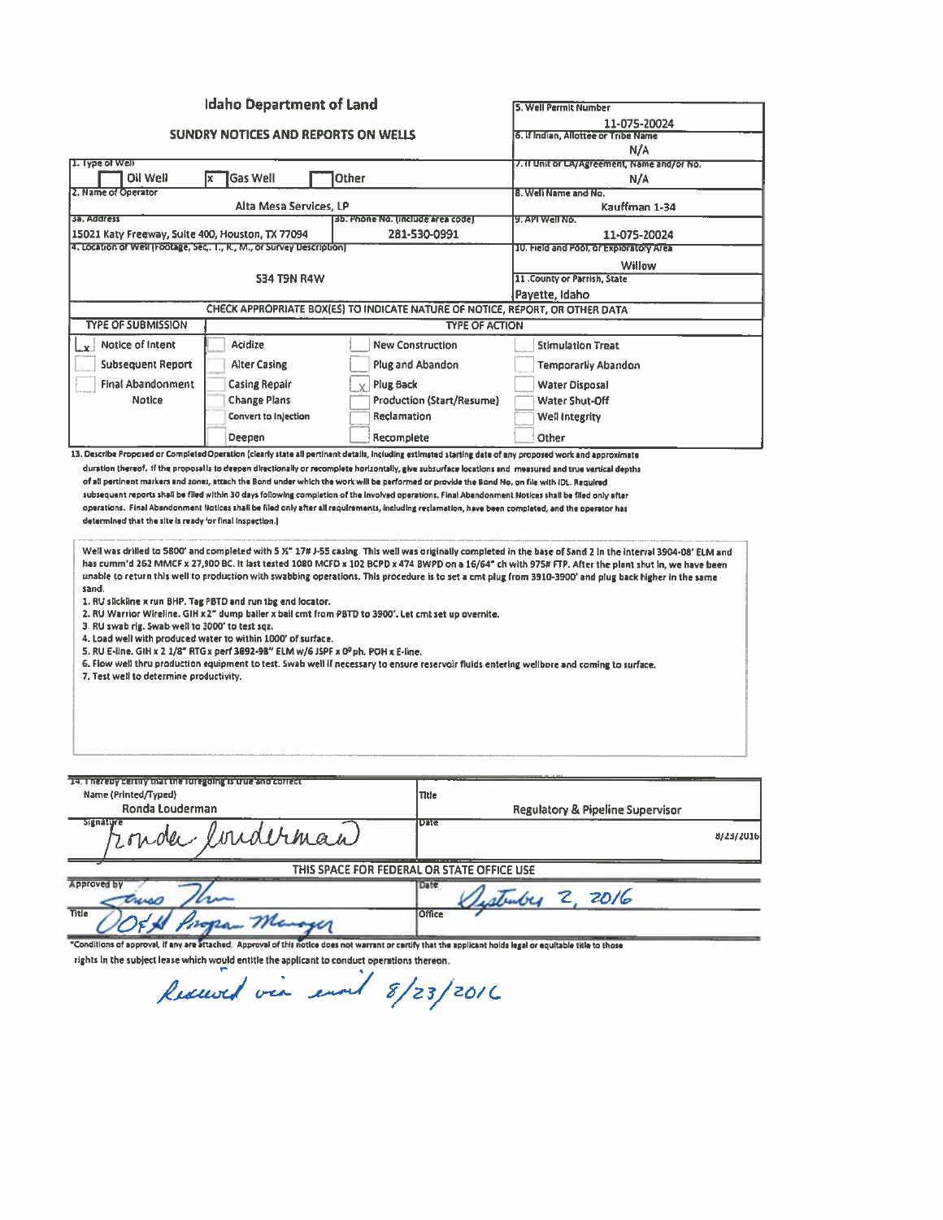# Idaho Department of Land

## SUNDRY NOTICES AND REPORTS ON WELLS

| Field | Value |
|---|---|
| 5. Well Permit Number | 11-075-20024 |
| 6. If Indian, Allottee or Tribe Name | N/A |
| 7. If Unit or CA/Agreement, Name and/or No. | N/A |
| 8. Well Name and No. | Kauffman 1-34 |
| 9. API Well No. | 11-075-20024 |
| 10. Field and Pool, or Exploratory Area | Willow |
| 11. County or Parrish, State | Payette, Idaho |

**1. Type of Well**

- [ ] Oil Well
- [x] Gas Well
- [ ] Other

**2. Name of Operator:** Alta Mesa Services, LP

**3a. Address:** 15021 Katy Freeway, Suite 400, Houston, TX 77094

**3b. Phone No. (include area code):** 281-530-0991

**4. Location of Well (Footage, Sec., T., R., M., or Survey Description):** S34 T9N R4W

### CHECK APPROPRIATE BOX(ES) TO INDICATE NATURE OF NOTICE, REPORT, OR OTHER DATA

| TYPE OF SUBMISSION | TYPE OF ACTION | | |
|---|---|---|---|
| [x] Notice of Intent | [ ] Acidize | [ ] New Construction | [ ] Stimulation Treat |
| [ ] Subsequent Report | [ ] Alter Casing | [ ] Plug and Abandon | [ ] Temporarily Abandon |
| [ ] Final Abandonment Notice | [ ] Casing Repair | [x] Plug Back | [ ] Water Disposal |
| | [ ] Change Plans | [ ] Production (Start/Resume) | [ ] Water Shut-Off |
| | [ ] Convert to Injection | [ ] Reclamation | [ ] Well Integrity |
| | [ ] Deepen | [ ] Recomplete | [ ] Other |

13. Describe Proposed or Completed Operation (clearly state all pertinent details, including estimated starting date of any proposed work and approximate duration thereof. If the proposal is to deepen directionally or recomplete horizontally, give subsurface locations and measured and true vertical depths of all pertinent markers and zones, attach the Bond under which the work will be performed or provide the Bond No. on file with IDL. Required subsequent reports shall be filed within 30 days following completion of the involved operations. Final Abandonment Notices shall be filed only after operations. Final Abandonment Notices shall be filed only after all requirements, including reclamation, have been completed, and the operator has determined that the site is ready for final inspection.)

Well was drilled to 5800' and completed with 5 ½" 17# J-55 casing. This well was originally completed in the base of Sand 2 in the interval 3904-08' ELM and has cumm'd 262 MMCF x 27,900 BC. It last tested 1080 MCFD x 102 BCPD x 474 BWPD on a 16/64" ch with 975# FTP. After the plant shut in, we have been unable to return this well to production with swabbing operations. This procedure is to set a cmt plug from 3910-3900' and plug back higher in the same sand.

1. RU slickline x run BHP. Tag PBTD and run tbg end locator.
2. RU Warrior Wireline. GIH x 2" dump bailer x bail cmt from PBTD to 3900'. Let cmt set up overnite.
3. RU swab rig. Swab well to 3000' to test sqz.
4. Load well with produced water to within 1000' of surface.
5. RU E-line. GIH x 2 1/8" RTG x perf 3892-98" ELM w/6 JSPF x 0° ph. POH x E-line.
6. Flow well thru production equipment to test. Swab well if necessary to ensure reservoir fluids entering wellbore and coming to surface.
7. Test well to determine productivity.

14. I hereby certify that the foregoing is true and correct

| | |
|---|---|
| Name (Printed/Typed): Ronda Louderman | Title: Regulatory & Pipeline Supervisor |
| Signature: Ronda Louderman | Date: 8/23/2016 |

### THIS SPACE FOR FEDERAL OR STATE OFFICE USE

| | |
|---|---|
| Approved by: [signature] | Date: September 2, 2016 |
| Title: O&G Program Manager | Office: |

*Conditions of approval, if any are attached. Approval of this notice does not warrant or certify that the applicant holds legal or equitable title to those rights in the subject lease which would entitle the applicant to conduct operations thereon.

Received via email 8/23/2016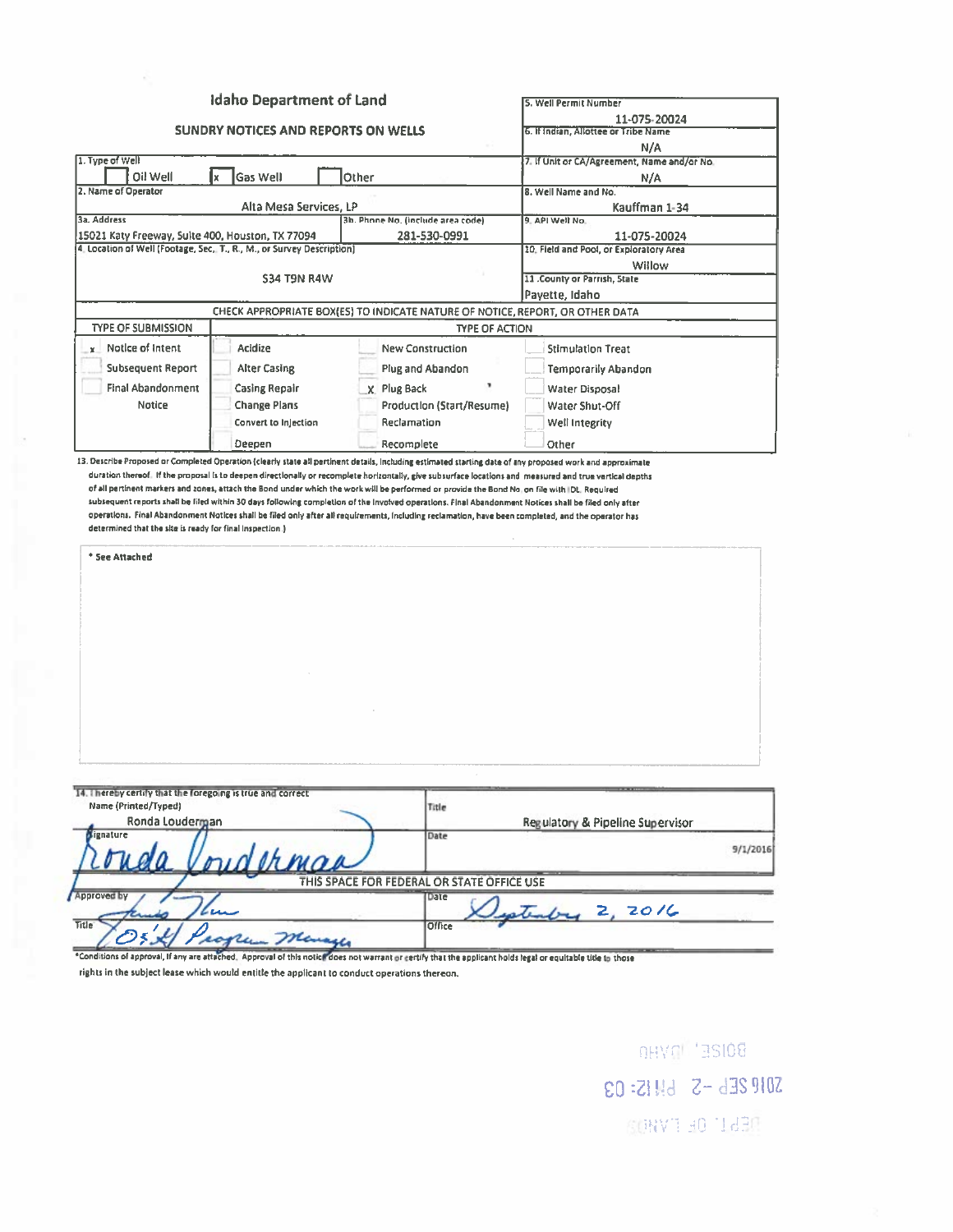# Idaho Department of Land

## SUNDRY NOTICES AND REPORTS ON WELLS

| | |
|---|---|
| 1. Type of Well: [ ] Oil Well [x] Gas Well [ ] Other | 5. Well Permit Number: 11-075-20024 |
| 2. Name of Operator: Alta Mesa Services, LP | 6. If Indian, Allottee or Tribe Name: N/A |
| 3a. Address: 15021 Katy Freeway, Suite 400, Houston, TX 77094 | 3b. Phone No. (include area code): 281-530-0991 |
| 4. Location of Well (Footage, Sec., T., R., M., or Survey Description): S34 T9N R4W | 7. If Unit or CA/Agreement, Name and/or No.: N/A |
| | 8. Well Name and No.: Kauffman 1-34 |
| | 9. API Well No.: 11-075-20024 |
| | 10. Field and Pool, or Exploratory Area: Willow |
| | 11. County or Parrish, State: Payette, Idaho |

**CHECK APPROPRIATE BOX(ES) TO INDICATE NATURE OF NOTICE, REPORT, OR OTHER DATA**

| TYPE OF SUBMISSION | TYPE OF ACTION | | |
|---|---|---|---|
| [x] Notice of Intent | [ ] Acidize | [ ] New Construction | [ ] Stimulation Treat |
| [ ] Subsequent Report | [ ] Alter Casing | [ ] Plug and Abandon | [ ] Temporarily Abandon |
| [ ] Final Abandonment Notice | [ ] Casing Repair | [x] Plug Back | [ ] Water Disposal |
| | [ ] Change Plans | [ ] Production (Start/Resume) | [ ] Water Shut-Off |
| | [ ] Convert to Injection | [ ] Reclamation | [ ] Well Integrity |
| | [ ] Deepen | [ ] Recomplete | [ ] Other |

13. Describe Proposed or Completed Operation (clearly state all pertinent details, including estimated starting date of any proposed work and approximate duration thereof. If the proposal is to deepen directionally or recomplete horizontally, give subsurface locations and measured and true vertical depths of all pertinent markers and zones, attach the Bond under which the work will be performed or provide the Bond No. on file with IDL. Required subsequent reports shall be filed within 30 days following completion of the involved operations. Final Abandonment Notices shall be filed only after operations. Final Abandonment Notices shall be filed only after all requirements, including reclamation, have been completed, and the operator has determined that the site is ready for final inspection.)

\* See Attached

| | |
|---|---|
| 14. I hereby certify that the foregoing is true and correct. Name (Printed/Typed): Ronda Louderman | Title: Regulatory & Pipeline Supervisor |
| Signature: Ronda Louderman | Date: 9/1/2016 |

**THIS SPACE FOR FEDERAL OR STATE OFFICE USE**

| | |
|---|---|
| Approved by: [signature] | Date: September 2, 2016 |
| Title: O&G Program Manager | Office: |

\*Conditions of approval, if any are attached. Approval of this notice does not warrant or certify that the applicant holds legal or equitable title to those rights in the subject lease which would entitle the applicant to conduct operations thereon.

BOISE, IDAHO
2016 SEP -2 PM 12:03
DEPT. OF LANDS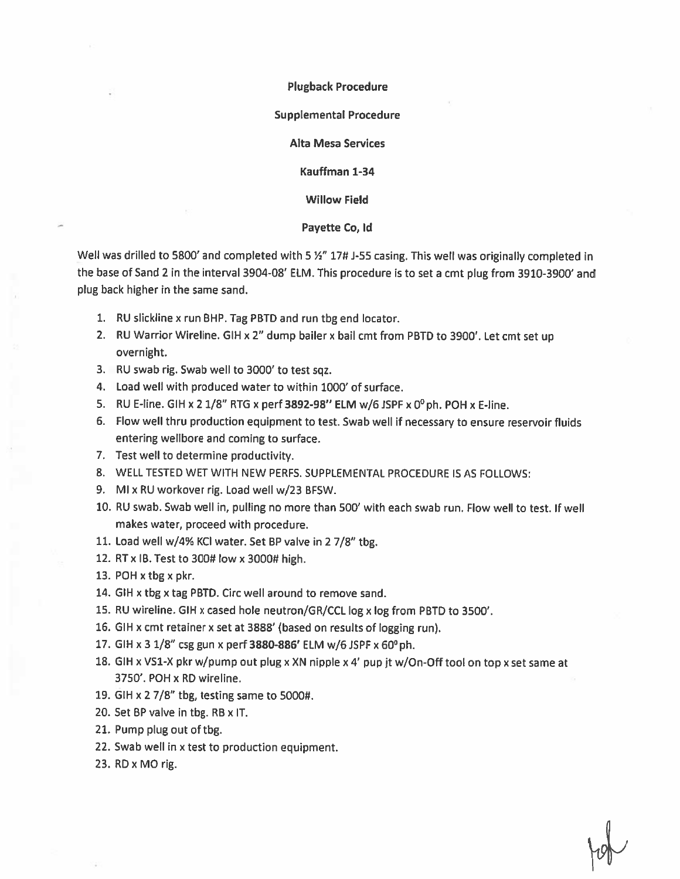**Plugback Procedure**

**Supplemental Procedure**

**Alta Mesa Services**

**Kauffman 1-34**

**Willow Field**

**Payette Co, Id**

Well was drilled to 5800' and completed with 5 ½" 17# J-55 casing. This well was originally completed in the base of Sand 2 in the interval 3904-08' ELM. This procedure is to set a cmt plug from 3910-3900' and plug back higher in the same sand.

1. RU slickline x run BHP. Tag PBTD and run tbg end locator.
2. RU Warrior Wireline. GIH x 2" dump bailer x bail cmt from PBTD to 3900'. Let cmt set up overnight.
3. RU swab rig. Swab well to 3000' to test sqz.
4. Load well with produced water to within 1000' of surface.
5. RU E-line. GIH x 2 1/8" RTG x perf **3892-98" ELM** w/6 JSPF x 0° ph. POH x E-line.
6. Flow well thru production equipment to test. Swab well if necessary to ensure reservoir fluids entering wellbore and coming to surface.
7. Test well to determine productivity.
8. WELL TESTED WET WITH NEW PERFS. SUPPLEMENTAL PROCEDURE IS AS FOLLOWS:
9. MI x RU workover rig. Load well w/23 BFSW.
10. RU swab. Swab well in, pulling no more than 500' with each swab run. Flow well to test. If well makes water, proceed with procedure.
11. Load well w/4% KCl water. Set BP valve in 2 7/8" tbg.
12. RT x IB. Test to 300# low x 3000# high.
13. POH x tbg x pkr.
14. GIH x tbg x tag PBTD. Circ well around to remove sand.
15. RU wireline. GIH x cased hole neutron/GR/CCL log x log from PBTD to 3500'.
16. GIH x cmt retainer x set at 3888' (based on results of logging run).
17. GIH x 3 1/8" csg gun x perf **3880-886'** ELM w/6 JSPF x 60° ph.
18. GIH x VS1-X pkr w/pump out plug x XN nipple x 4' pup jt w/On-Off tool on top x set same at 3750'. POH x RD wireline.
19. GIH x 2 7/8" tbg, testing same to 5000#.
20. Set BP valve in tbg. RB x IT.
21. Pump plug out of tbg.
22. Swab well in x test to production equipment.
23. RD x MO rig.